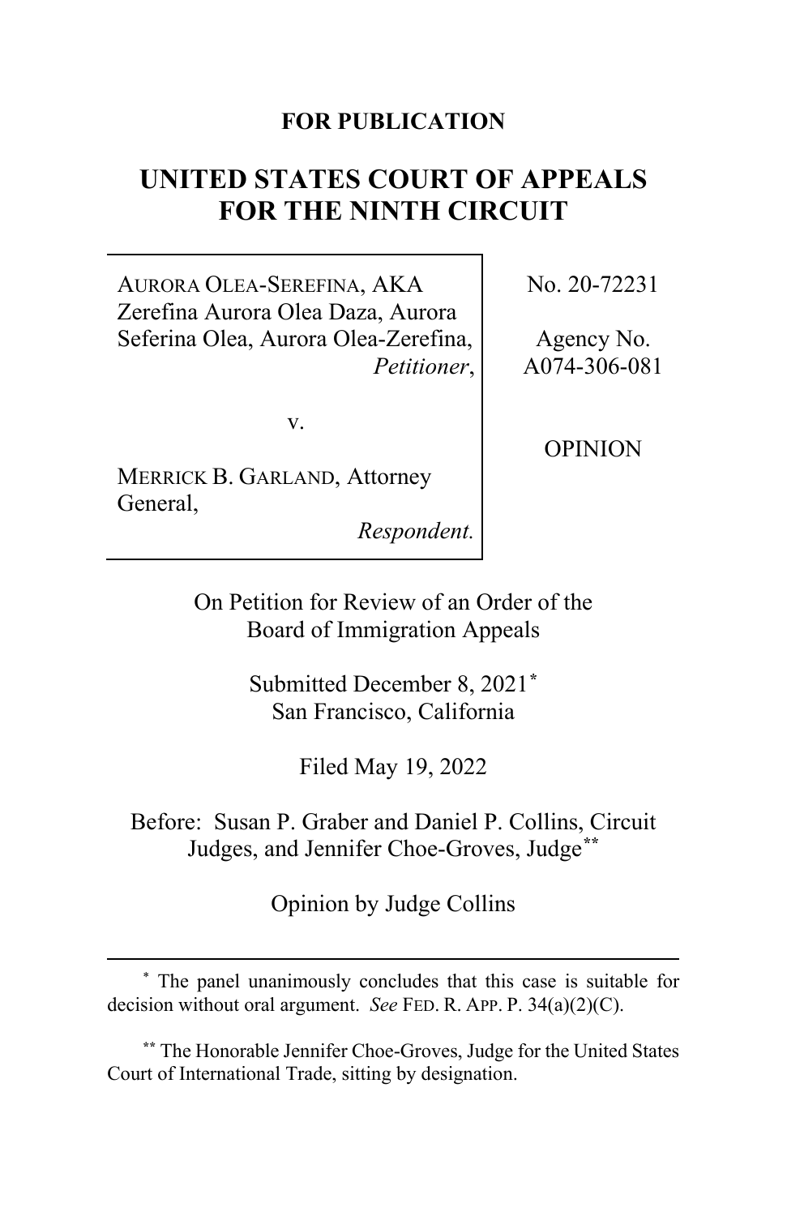**FOR PUBLICATION**

# UNITED STATES COURT OF APPEALS FOR THE NINTH CIRCUIT

AURORA OLEA-SEREFINA, AKA Zerefina Aurora Olea Daza, Aurora Seferina Olea, Aurora Olea-Zerefina,
*Petitioner*,

v.

MERRICK B. GARLAND, Attorney General,
*Respondent.*

No. 20-72231

Agency No. A074-306-081

OPINION

On Petition for Review of an Order of the Board of Immigration Appeals

Submitted December 8, 2021*
San Francisco, California

Filed May 19, 2022

Before: Susan P. Graber and Daniel P. Collins, Circuit Judges, and Jennifer Choe-Groves, Judge**

Opinion by Judge Collins

---

\* The panel unanimously concludes that this case is suitable for decision without oral argument. *See* FED. R. APP. P. 34(a)(2)(C).

\*\* The Honorable Jennifer Choe-Groves, Judge for the United States Court of International Trade, sitting by designation.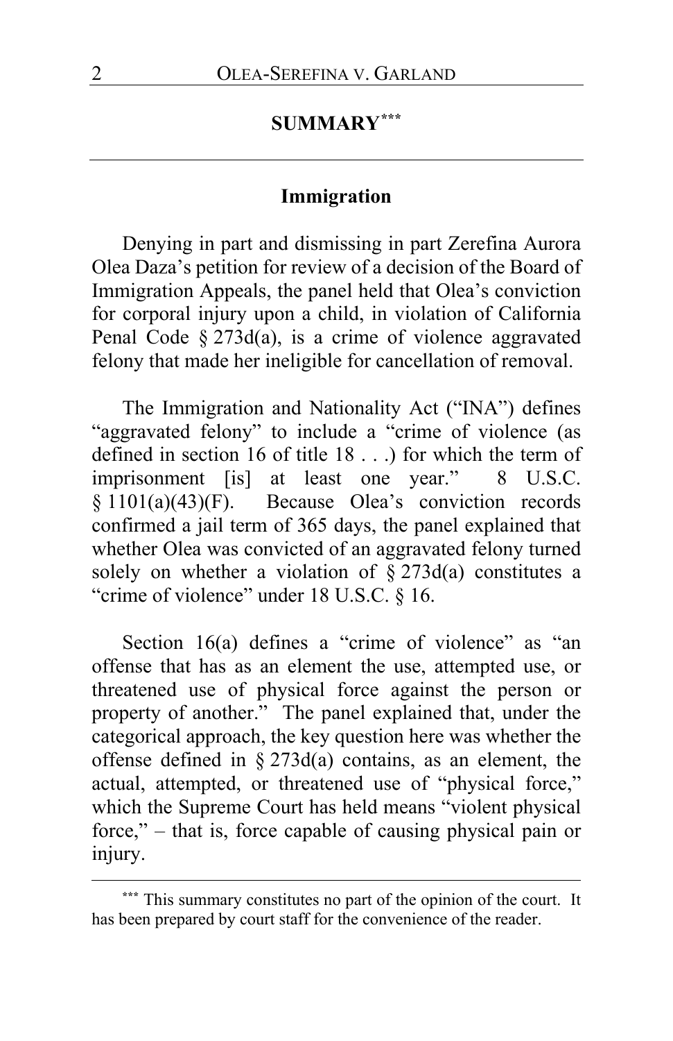## SUMMARY[***]

### Immigration

Denying in part and dismissing in part Zerefina Aurora Olea Daza's petition for review of a decision of the Board of Immigration Appeals, the panel held that Olea's conviction for corporal injury upon a child, in violation of California Penal Code § 273d(a), is a crime of violence aggravated felony that made her ineligible for cancellation of removal.

The Immigration and Nationality Act ("INA") defines "aggravated felony" to include a "crime of violence (as defined in section 16 of title 18 . . .) for which the term of imprisonment [is] at least one year." 8 U.S.C. § 1101(a)(43)(F). Because Olea's conviction records confirmed a jail term of 365 days, the panel explained that whether Olea was convicted of an aggravated felony turned solely on whether a violation of § 273d(a) constitutes a "crime of violence" under 18 U.S.C. § 16.

Section 16(a) defines a "crime of violence" as "an offense that has as an element the use, attempted use, or threatened use of physical force against the person or property of another." The panel explained that, under the categorical approach, the key question here was whether the offense defined in § 273d(a) contains, as an element, the actual, attempted, or threatened use of "physical force," which the Supreme Court has held means "violent physical force," – that is, force capable of causing physical pain or injury.

---

[***] This summary constitutes no part of the opinion of the court. It has been prepared by court staff for the convenience of the reader.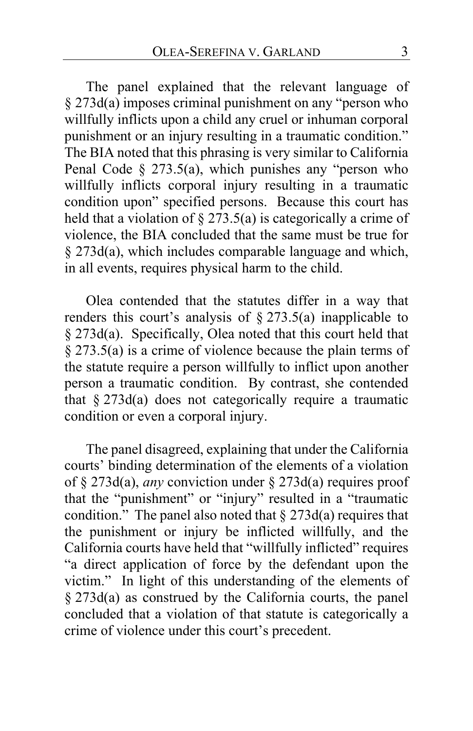The panel explained that the relevant language of § 273d(a) imposes criminal punishment on any "person who willfully inflicts upon a child any cruel or inhuman corporal punishment or an injury resulting in a traumatic condition." The BIA noted that this phrasing is very similar to California Penal Code § 273.5(a), which punishes any "person who willfully inflicts corporal injury resulting in a traumatic condition upon" specified persons. Because this court has held that a violation of § 273.5(a) is categorically a crime of violence, the BIA concluded that the same must be true for § 273d(a), which includes comparable language and which, in all events, requires physical harm to the child.

Olea contended that the statutes differ in a way that renders this court's analysis of § 273.5(a) inapplicable to § 273d(a). Specifically, Olea noted that this court held that § 273.5(a) is a crime of violence because the plain terms of the statute require a person willfully to inflict upon another person a traumatic condition. By contrast, she contended that § 273d(a) does not categorically require a traumatic condition or even a corporal injury.

The panel disagreed, explaining that under the California courts' binding determination of the elements of a violation of § 273d(a), *any* conviction under § 273d(a) requires proof that the "punishment" or "injury" resulted in a "traumatic condition." The panel also noted that § 273d(a) requires that the punishment or injury be inflicted willfully, and the California courts have held that "willfully inflicted" requires "a direct application of force by the defendant upon the victim." In light of this understanding of the elements of § 273d(a) as construed by the California courts, the panel concluded that a violation of that statute is categorically a crime of violence under this court's precedent.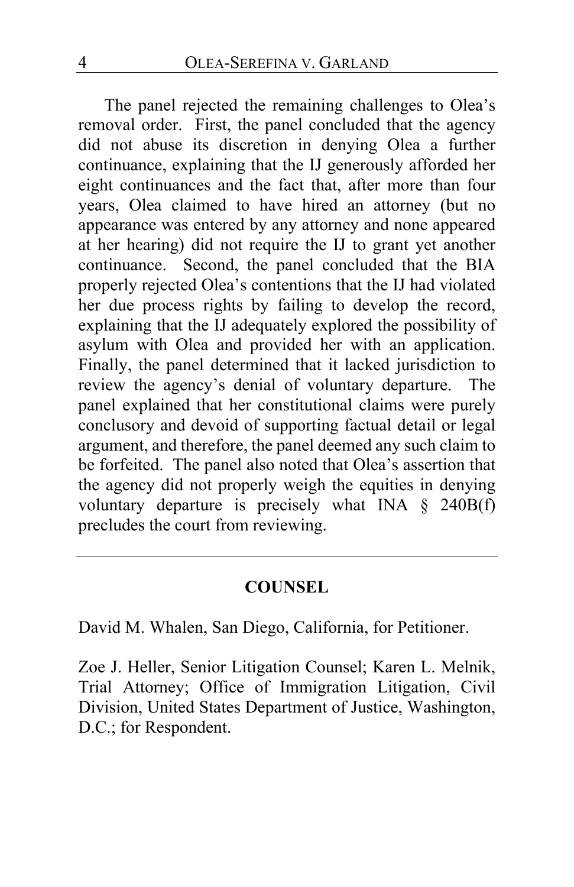The panel rejected the remaining challenges to Olea's removal order. First, the panel concluded that the agency did not abuse its discretion in denying Olea a further continuance, explaining that the IJ generously afforded her eight continuances and the fact that, after more than four years, Olea claimed to have hired an attorney (but no appearance was entered by any attorney and none appeared at her hearing) did not require the IJ to grant yet another continuance. Second, the panel concluded that the BIA properly rejected Olea's contentions that the IJ had violated her due process rights by failing to develop the record, explaining that the IJ adequately explored the possibility of asylum with Olea and provided her with an application. Finally, the panel determined that it lacked jurisdiction to review the agency's denial of voluntary departure. The panel explained that her constitutional claims were purely conclusory and devoid of supporting factual detail or legal argument, and therefore, the panel deemed any such claim to be forfeited. The panel also noted that Olea's assertion that the agency did not properly weigh the equities in denying voluntary departure is precisely what INA § 240B(f) precludes the court from reviewing.

---

## COUNSEL

David M. Whalen, San Diego, California, for Petitioner.

Zoe J. Heller, Senior Litigation Counsel; Karen L. Melnik, Trial Attorney; Office of Immigration Litigation, Civil Division, United States Department of Justice, Washington, D.C.; for Respondent.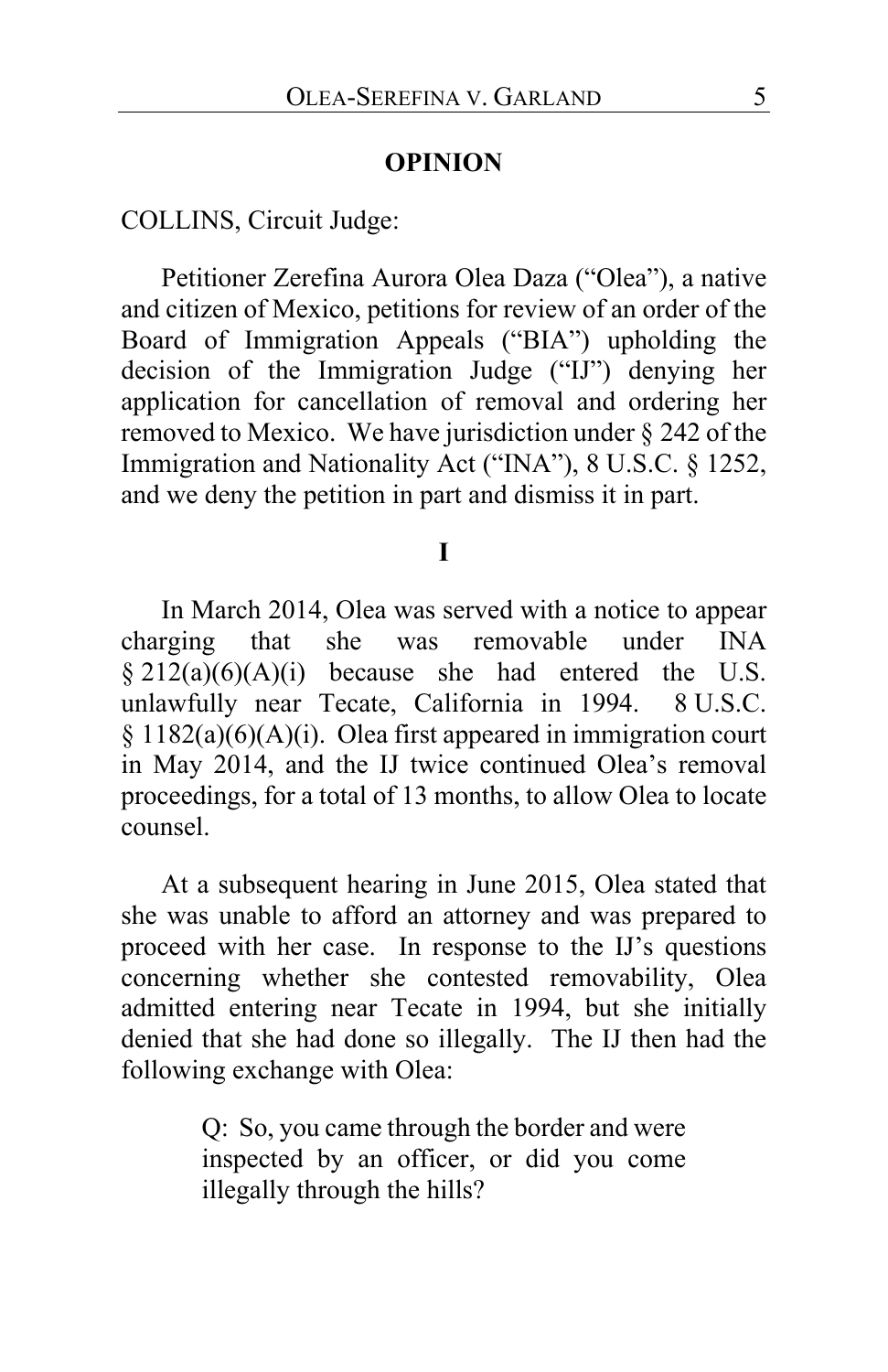## OPINION

COLLINS, Circuit Judge:

Petitioner Zerefina Aurora Olea Daza ("Olea"), a native and citizen of Mexico, petitions for review of an order of the Board of Immigration Appeals ("BIA") upholding the decision of the Immigration Judge ("IJ") denying her application for cancellation of removal and ordering her removed to Mexico. We have jurisdiction under § 242 of the Immigration and Nationality Act ("INA"), 8 U.S.C. § 1252, and we deny the petition in part and dismiss it in part.

### I

In March 2014, Olea was served with a notice to appear charging that she was removable under INA § 212(a)(6)(A)(i) because she had entered the U.S. unlawfully near Tecate, California in 1994. 8 U.S.C. § 1182(a)(6)(A)(i). Olea first appeared in immigration court in May 2014, and the IJ twice continued Olea's removal proceedings, for a total of 13 months, to allow Olea to locate counsel.

At a subsequent hearing in June 2015, Olea stated that she was unable to afford an attorney and was prepared to proceed with her case. In response to the IJ's questions concerning whether she contested removability, Olea admitted entering near Tecate in 1994, but she initially denied that she had done so illegally. The IJ then had the following exchange with Olea:

> Q: So, you came through the border and were inspected by an officer, or did you come illegally through the hills?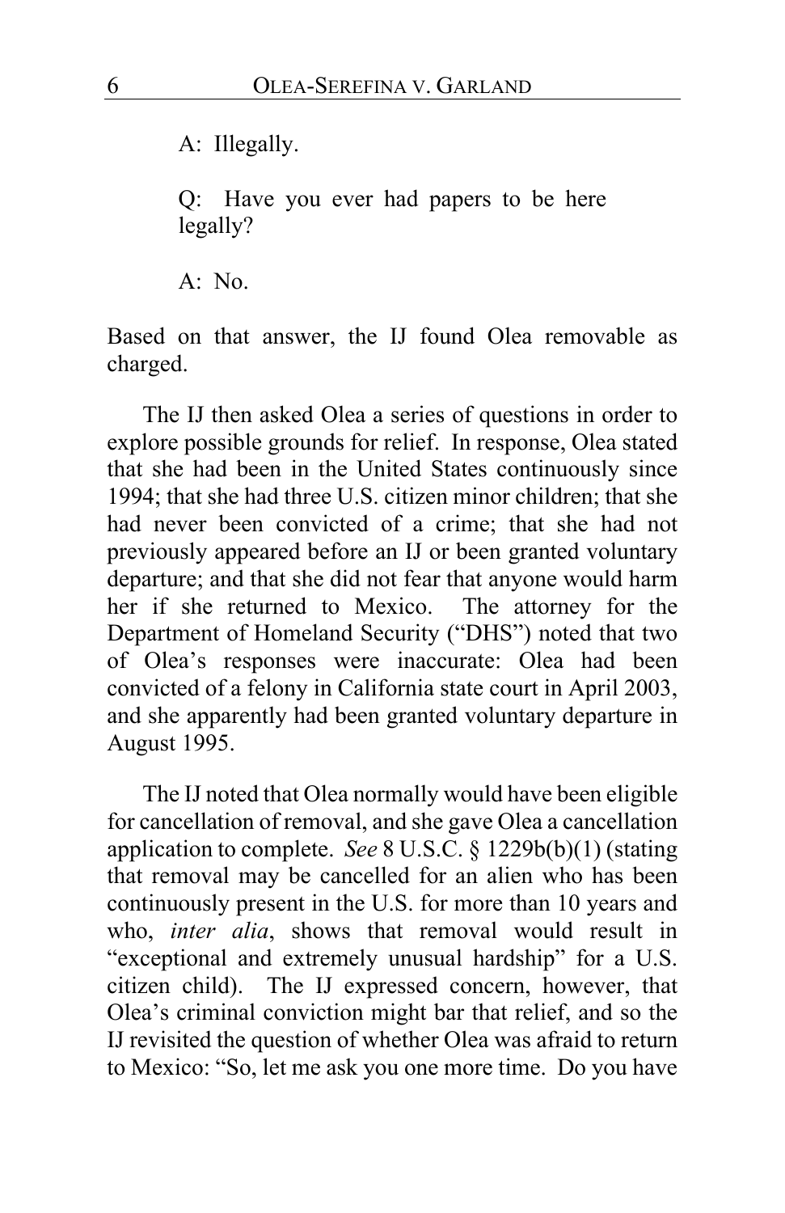A: Illegally.

Q: Have you ever had papers to be here legally?

A: No.

Based on that answer, the IJ found Olea removable as charged.

The IJ then asked Olea a series of questions in order to explore possible grounds for relief. In response, Olea stated that she had been in the United States continuously since 1994; that she had three U.S. citizen minor children; that she had never been convicted of a crime; that she had not previously appeared before an IJ or been granted voluntary departure; and that she did not fear that anyone would harm her if she returned to Mexico. The attorney for the Department of Homeland Security ("DHS") noted that two of Olea's responses were inaccurate: Olea had been convicted of a felony in California state court in April 2003, and she apparently had been granted voluntary departure in August 1995.

The IJ noted that Olea normally would have been eligible for cancellation of removal, and she gave Olea a cancellation application to complete. *See* 8 U.S.C. § 1229b(b)(1) (stating that removal may be cancelled for an alien who has been continuously present in the U.S. for more than 10 years and who, *inter alia*, shows that removal would result in "exceptional and extremely unusual hardship" for a U.S. citizen child). The IJ expressed concern, however, that Olea's criminal conviction might bar that relief, and so the IJ revisited the question of whether Olea was afraid to return to Mexico: "So, let me ask you one more time. Do you have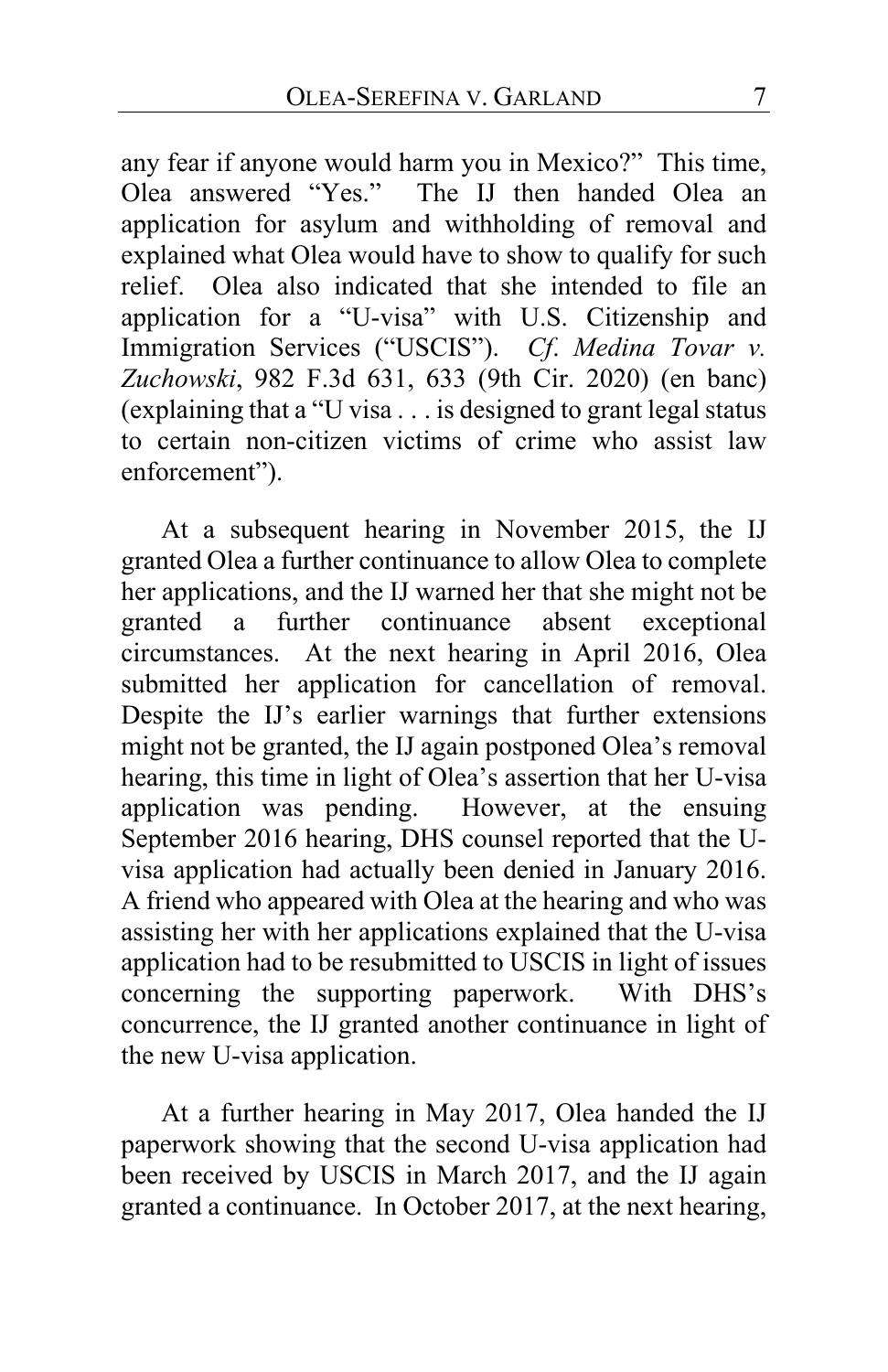any fear if anyone would harm you in Mexico?" This time, Olea answered "Yes." The IJ then handed Olea an application for asylum and withholding of removal and explained what Olea would have to show to qualify for such relief. Olea also indicated that she intended to file an application for a "U-visa" with U.S. Citizenship and Immigration Services ("USCIS"). *Cf. Medina Tovar v. Zuchowski*, 982 F.3d 631, 633 (9th Cir. 2020) (en banc) (explaining that a "U visa . . . is designed to grant legal status to certain non-citizen victims of crime who assist law enforcement").

At a subsequent hearing in November 2015, the IJ granted Olea a further continuance to allow Olea to complete her applications, and the IJ warned her that she might not be granted a further continuance absent exceptional circumstances. At the next hearing in April 2016, Olea submitted her application for cancellation of removal. Despite the IJ's earlier warnings that further extensions might not be granted, the IJ again postponed Olea's removal hearing, this time in light of Olea's assertion that her U-visa application was pending. However, at the ensuing September 2016 hearing, DHS counsel reported that the U-visa application had actually been denied in January 2016. A friend who appeared with Olea at the hearing and who was assisting her with her applications explained that the U-visa application had to be resubmitted to USCIS in light of issues concerning the supporting paperwork. With DHS's concurrence, the IJ granted another continuance in light of the new U-visa application.

At a further hearing in May 2017, Olea handed the IJ paperwork showing that the second U-visa application had been received by USCIS in March 2017, and the IJ again granted a continuance. In October 2017, at the next hearing,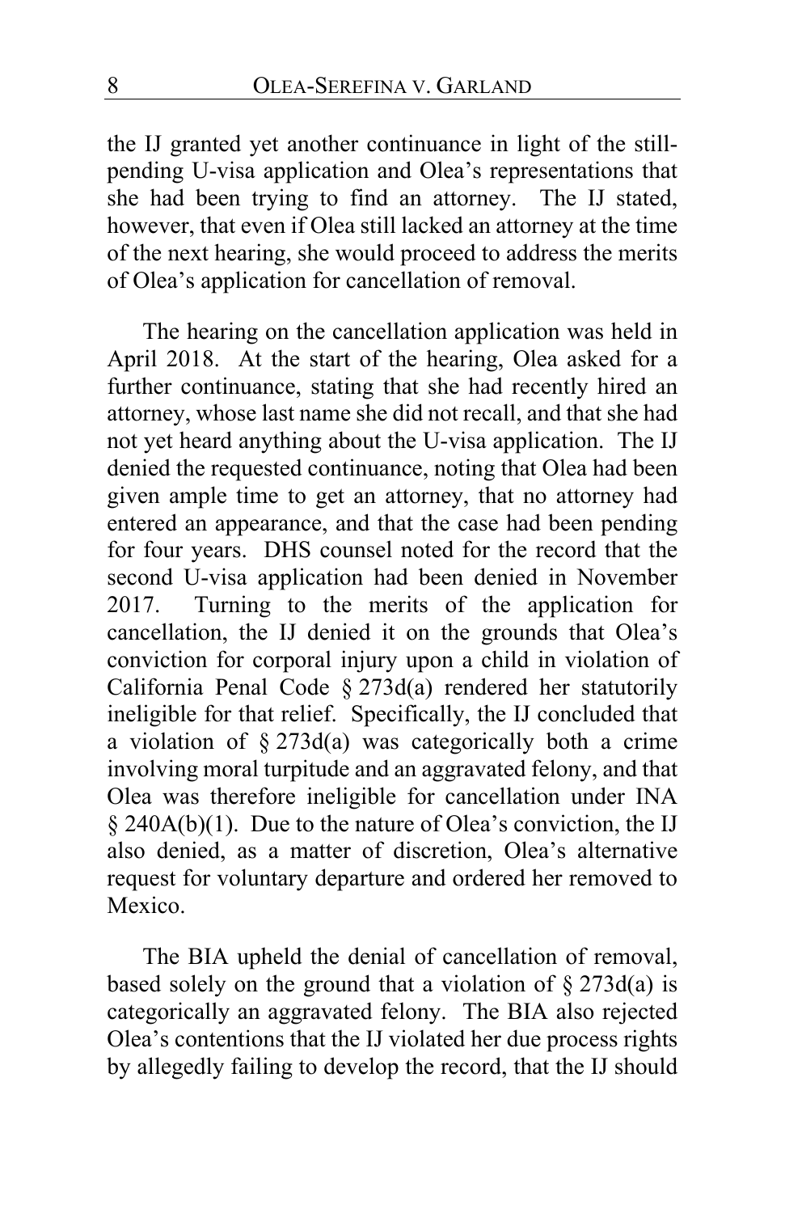the IJ granted yet another continuance in light of the still-pending U-visa application and Olea's representations that she had been trying to find an attorney. The IJ stated, however, that even if Olea still lacked an attorney at the time of the next hearing, she would proceed to address the merits of Olea's application for cancellation of removal.

The hearing on the cancellation application was held in April 2018. At the start of the hearing, Olea asked for a further continuance, stating that she had recently hired an attorney, whose last name she did not recall, and that she had not yet heard anything about the U-visa application. The IJ denied the requested continuance, noting that Olea had been given ample time to get an attorney, that no attorney had entered an appearance, and that the case had been pending for four years. DHS counsel noted for the record that the second U-visa application had been denied in November 2017. Turning to the merits of the application for cancellation, the IJ denied it on the grounds that Olea's conviction for corporal injury upon a child in violation of California Penal Code § 273d(a) rendered her statutorily ineligible for that relief. Specifically, the IJ concluded that a violation of § 273d(a) was categorically both a crime involving moral turpitude and an aggravated felony, and that Olea was therefore ineligible for cancellation under INA § 240A(b)(1). Due to the nature of Olea's conviction, the IJ also denied, as a matter of discretion, Olea's alternative request for voluntary departure and ordered her removed to Mexico.

The BIA upheld the denial of cancellation of removal, based solely on the ground that a violation of § 273d(a) is categorically an aggravated felony. The BIA also rejected Olea's contentions that the IJ violated her due process rights by allegedly failing to develop the record, that the IJ should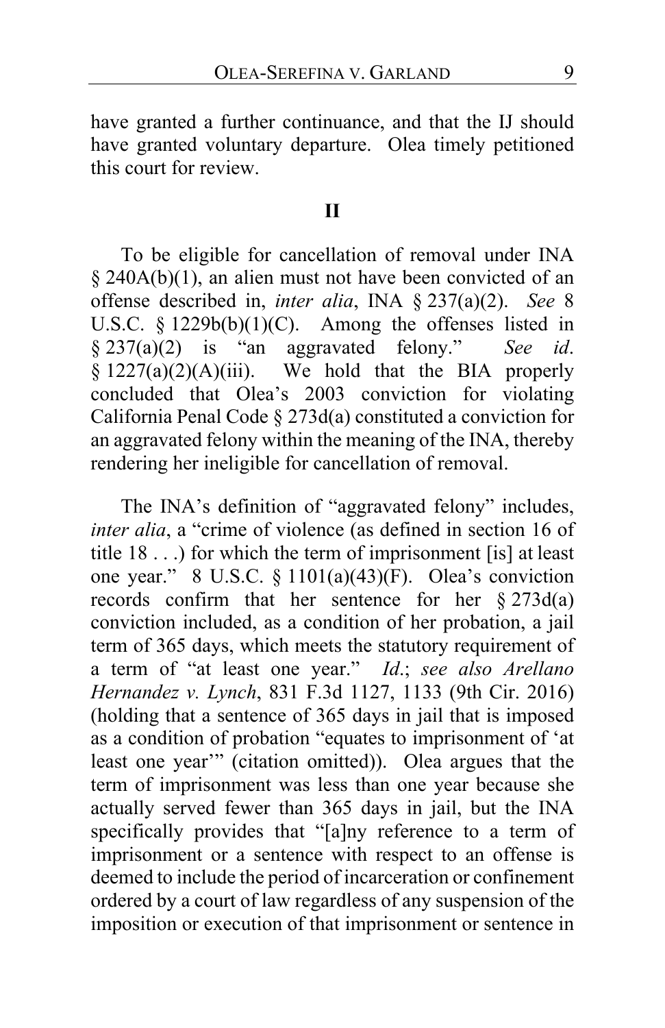have granted a further continuance, and that the IJ should have granted voluntary departure. Olea timely petitioned this court for review.

## II

To be eligible for cancellation of removal under INA § 240A(b)(1), an alien must not have been convicted of an offense described in, *inter alia*, INA § 237(a)(2). *See* 8 U.S.C. § 1229b(b)(1)(C). Among the offenses listed in § 237(a)(2) is "an aggravated felony." *See id*. § 1227(a)(2)(A)(iii). We hold that the BIA properly concluded that Olea's 2003 conviction for violating California Penal Code § 273d(a) constituted a conviction for an aggravated felony within the meaning of the INA, thereby rendering her ineligible for cancellation of removal.

The INA's definition of "aggravated felony" includes, *inter alia*, a "crime of violence (as defined in section 16 of title 18 . . .) for which the term of imprisonment [is] at least one year." 8 U.S.C. § 1101(a)(43)(F). Olea's conviction records confirm that her sentence for her § 273d(a) conviction included, as a condition of her probation, a jail term of 365 days, which meets the statutory requirement of a term of "at least one year." *Id*.; *see also Arellano Hernandez v. Lynch*, 831 F.3d 1127, 1133 (9th Cir. 2016) (holding that a sentence of 365 days in jail that is imposed as a condition of probation "equates to imprisonment of 'at least one year'" (citation omitted)). Olea argues that the term of imprisonment was less than one year because she actually served fewer than 365 days in jail, but the INA specifically provides that "[a]ny reference to a term of imprisonment or a sentence with respect to an offense is deemed to include the period of incarceration or confinement ordered by a court of law regardless of any suspension of the imposition or execution of that imprisonment or sentence in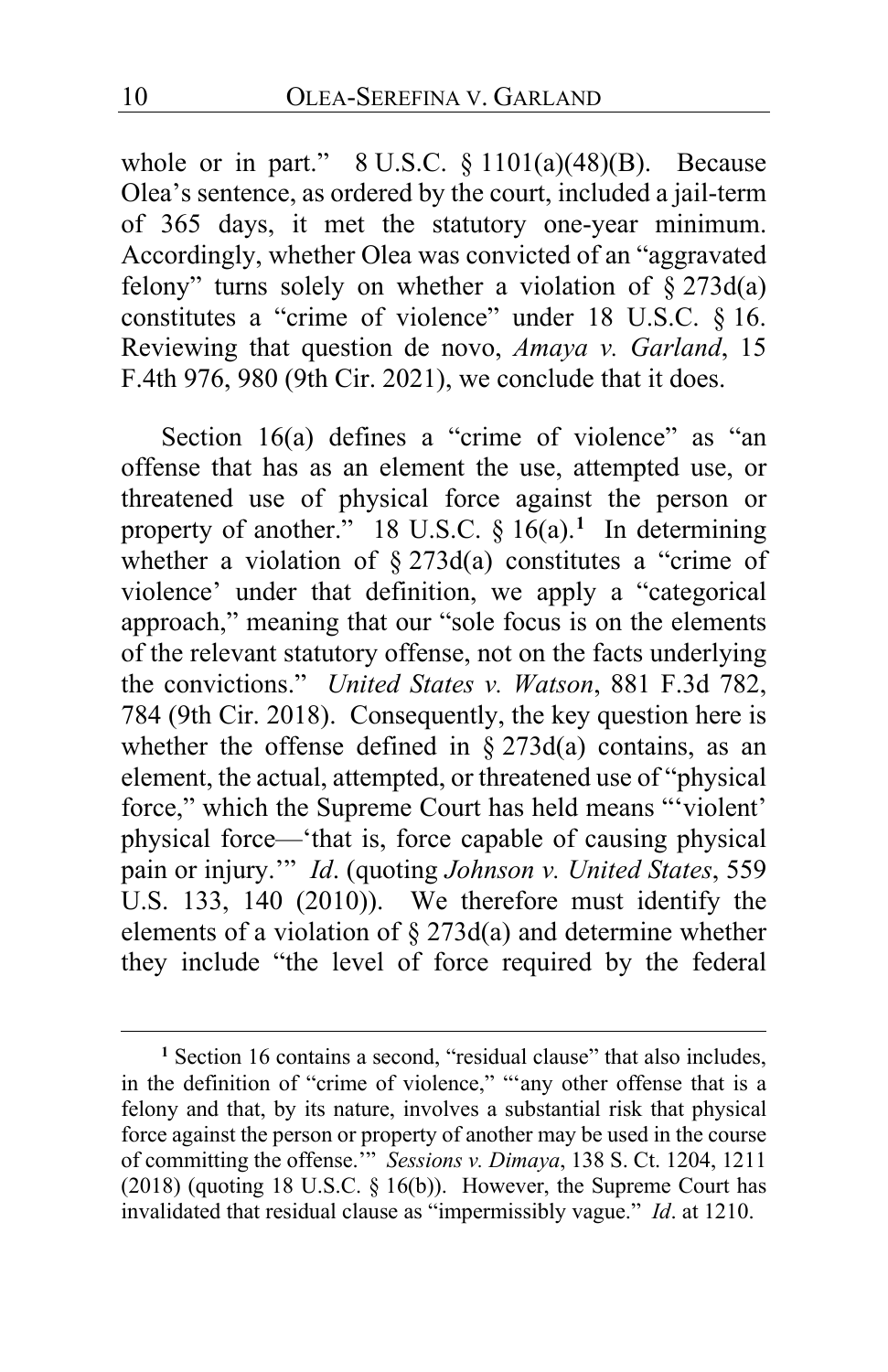whole or in part." 8 U.S.C. § 1101(a)(48)(B). Because Olea's sentence, as ordered by the court, included a jail-term of 365 days, it met the statutory one-year minimum. Accordingly, whether Olea was convicted of an "aggravated felony" turns solely on whether a violation of § 273d(a) constitutes a "crime of violence" under 18 U.S.C. § 16. Reviewing that question de novo, *Amaya v. Garland*, 15 F.4th 976, 980 (9th Cir. 2021), we conclude that it does.

Section 16(a) defines a "crime of violence" as "an offense that has as an element the use, attempted use, or threatened use of physical force against the person or property of another." 18 U.S.C. § 16(a).[1] In determining whether a violation of § 273d(a) constitutes a "crime of violence' under that definition, we apply a "categorical approach," meaning that our "sole focus is on the elements of the relevant statutory offense, not on the facts underlying the convictions." *United States v. Watson*, 881 F.3d 782, 784 (9th Cir. 2018). Consequently, the key question here is whether the offense defined in § 273d(a) contains, as an element, the actual, attempted, or threatened use of "physical force," which the Supreme Court has held means "'violent' physical force—'that is, force capable of causing physical pain or injury.'" *Id*. (quoting *Johnson v. United States*, 559 U.S. 133, 140 (2010)). We therefore must identify the elements of a violation of § 273d(a) and determine whether they include "the level of force required by the federal

---

[1] Section 16 contains a second, "residual clause" that also includes, in the definition of "crime of violence," "'any other offense that is a felony and that, by its nature, involves a substantial risk that physical force against the person or property of another may be used in the course of committing the offense.'" *Sessions v. Dimaya*, 138 S. Ct. 1204, 1211 (2018) (quoting 18 U.S.C. § 16(b)). However, the Supreme Court has invalidated that residual clause as "impermissibly vague." *Id*. at 1210.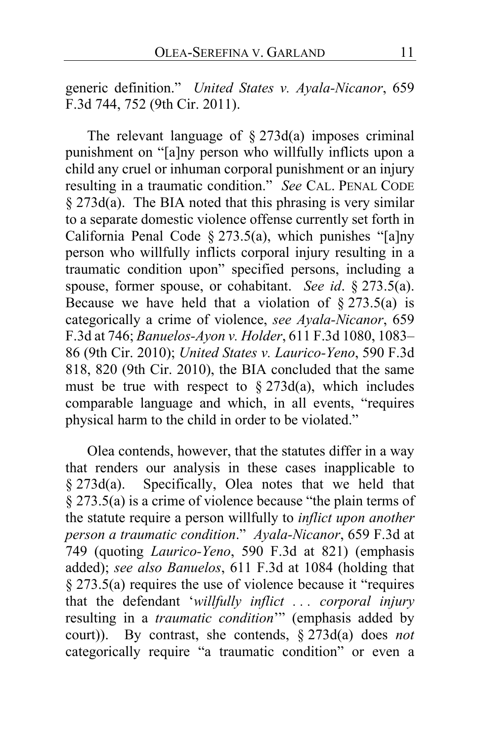generic definition." *United States v. Ayala-Nicanor*, 659 F.3d 744, 752 (9th Cir. 2011).

The relevant language of § 273d(a) imposes criminal punishment on "[a]ny person who willfully inflicts upon a child any cruel or inhuman corporal punishment or an injury resulting in a traumatic condition." *See* CAL. PENAL CODE § 273d(a). The BIA noted that this phrasing is very similar to a separate domestic violence offense currently set forth in California Penal Code § 273.5(a), which punishes "[a]ny person who willfully inflicts corporal injury resulting in a traumatic condition upon" specified persons, including a spouse, former spouse, or cohabitant. *See id*. § 273.5(a). Because we have held that a violation of § 273.5(a) is categorically a crime of violence, *see Ayala-Nicanor*, 659 F.3d at 746; *Banuelos-Ayon v. Holder*, 611 F.3d 1080, 1083–86 (9th Cir. 2010); *United States v. Laurico-Yeno*, 590 F.3d 818, 820 (9th Cir. 2010), the BIA concluded that the same must be true with respect to § 273d(a), which includes comparable language and which, in all events, "requires physical harm to the child in order to be violated."

Olea contends, however, that the statutes differ in a way that renders our analysis in these cases inapplicable to § 273d(a). Specifically, Olea notes that we held that § 273.5(a) is a crime of violence because "the plain terms of the statute require a person willfully to *inflict upon another person a traumatic condition*." *Ayala-Nicanor*, 659 F.3d at 749 (quoting *Laurico-Yeno*, 590 F.3d at 821) (emphasis added); *see also Banuelos*, 611 F.3d at 1084 (holding that § 273.5(a) requires the use of violence because it "requires that the defendant '*willfully inflict . . . corporal injury* resulting in a *traumatic condition*'" (emphasis added by court)). By contrast, she contends, § 273d(a) does *not* categorically require "a traumatic condition" or even a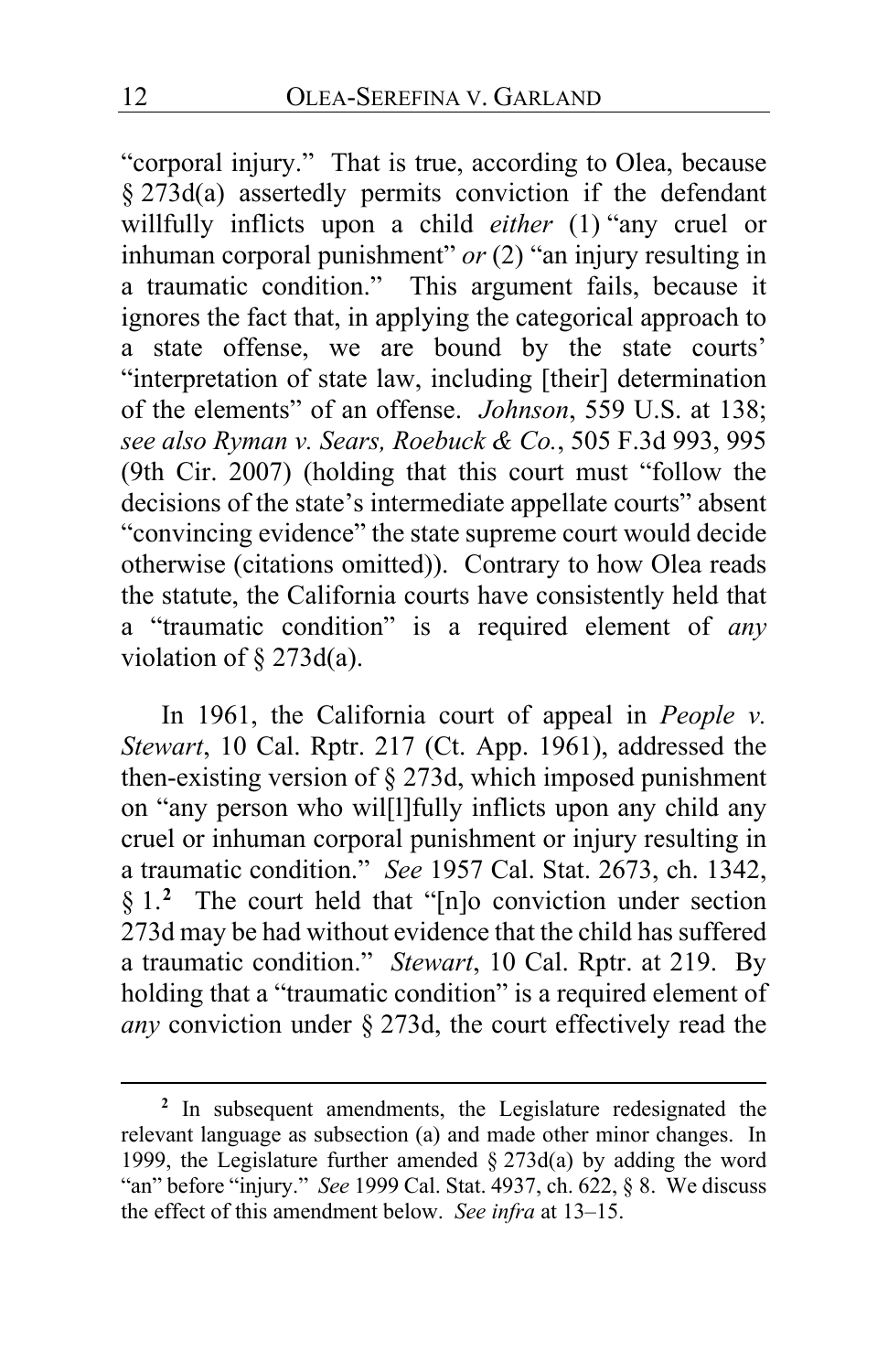"corporal injury." That is true, according to Olea, because § 273d(a) assertedly permits conviction if the defendant willfully inflicts upon a child *either* (1) "any cruel or inhuman corporal punishment" *or* (2) "an injury resulting in a traumatic condition." This argument fails, because it ignores the fact that, in applying the categorical approach to a state offense, we are bound by the state courts' "interpretation of state law, including [their] determination of the elements" of an offense. *Johnson*, 559 U.S. at 138; *see also Ryman v. Sears, Roebuck & Co.*, 505 F.3d 993, 995 (9th Cir. 2007) (holding that this court must "follow the decisions of the state's intermediate appellate courts" absent "convincing evidence" the state supreme court would decide otherwise (citations omitted)). Contrary to how Olea reads the statute, the California courts have consistently held that a "traumatic condition" is a required element of *any* violation of § 273d(a).

In 1961, the California court of appeal in *People v. Stewart*, 10 Cal. Rptr. 217 (Ct. App. 1961), addressed the then-existing version of § 273d, which imposed punishment on "any person who wil[l]fully inflicts upon any child any cruel or inhuman corporal punishment or injury resulting in a traumatic condition." *See* 1957 Cal. Stat. 2673, ch. 1342, § 1.[2] The court held that "[n]o conviction under section 273d may be had without evidence that the child has suffered a traumatic condition." *Stewart*, 10 Cal. Rptr. at 219. By holding that a "traumatic condition" is a required element of *any* conviction under § 273d, the court effectively read the

[2] In subsequent amendments, the Legislature redesignated the relevant language as subsection (a) and made other minor changes. In 1999, the Legislature further amended § 273d(a) by adding the word "an" before "injury." *See* 1999 Cal. Stat. 4937, ch. 622, § 8. We discuss the effect of this amendment below. *See infra* at 13–15.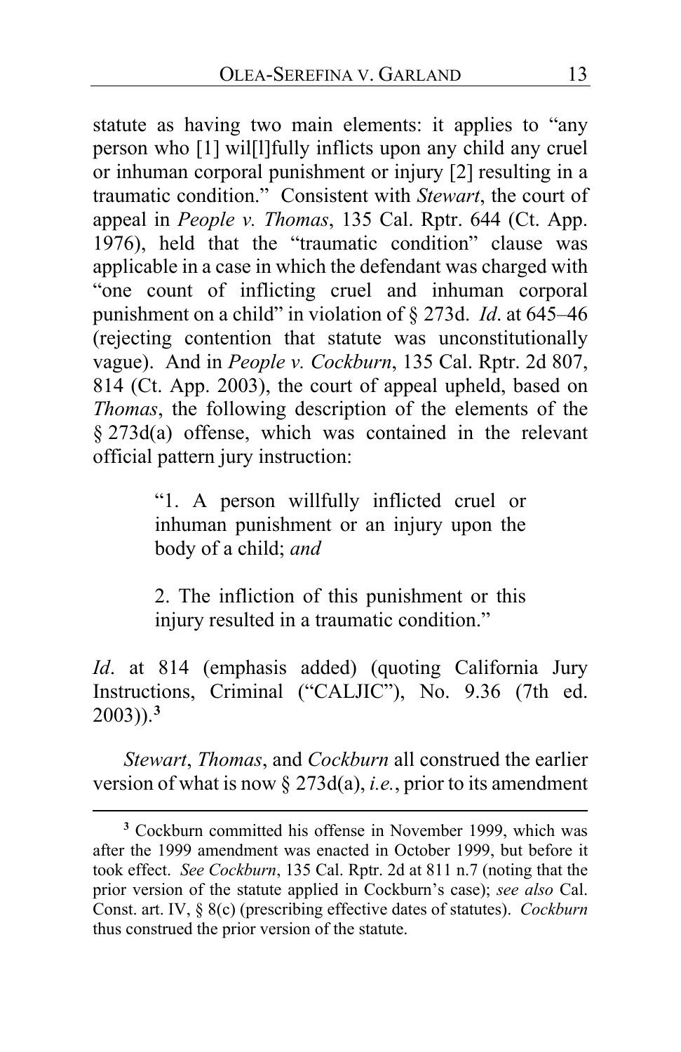statute as having two main elements: it applies to "any person who [1] wil[l]fully inflicts upon any child any cruel or inhuman corporal punishment or injury [2] resulting in a traumatic condition." Consistent with *Stewart*, the court of appeal in *People v. Thomas*, 135 Cal. Rptr. 644 (Ct. App. 1976), held that the "traumatic condition" clause was applicable in a case in which the defendant was charged with "one count of inflicting cruel and inhuman corporal punishment on a child" in violation of § 273d. *Id*. at 645–46 (rejecting contention that statute was unconstitutionally vague). And in *People v. Cockburn*, 135 Cal. Rptr. 2d 807, 814 (Ct. App. 2003), the court of appeal upheld, based on *Thomas*, the following description of the elements of the § 273d(a) offense, which was contained in the relevant official pattern jury instruction:

> "1. A person willfully inflicted cruel or inhuman punishment or an injury upon the body of a child; *and*
>
> 2. The infliction of this punishment or this injury resulted in a traumatic condition."

*Id*. at 814 (emphasis added) (quoting California Jury Instructions, Criminal ("CALJIC"), No. 9.36 (7th ed. 2003)).[3]

*Stewart*, *Thomas*, and *Cockburn* all construed the earlier version of what is now § 273d(a), *i.e.*, prior to its amendment

[3] Cockburn committed his offense in November 1999, which was after the 1999 amendment was enacted in October 1999, but before it took effect. *See Cockburn*, 135 Cal. Rptr. 2d at 811 n.7 (noting that the prior version of the statute applied in Cockburn's case); *see also* Cal. Const. art. IV, § 8(c) (prescribing effective dates of statutes). *Cockburn* thus construed the prior version of the statute.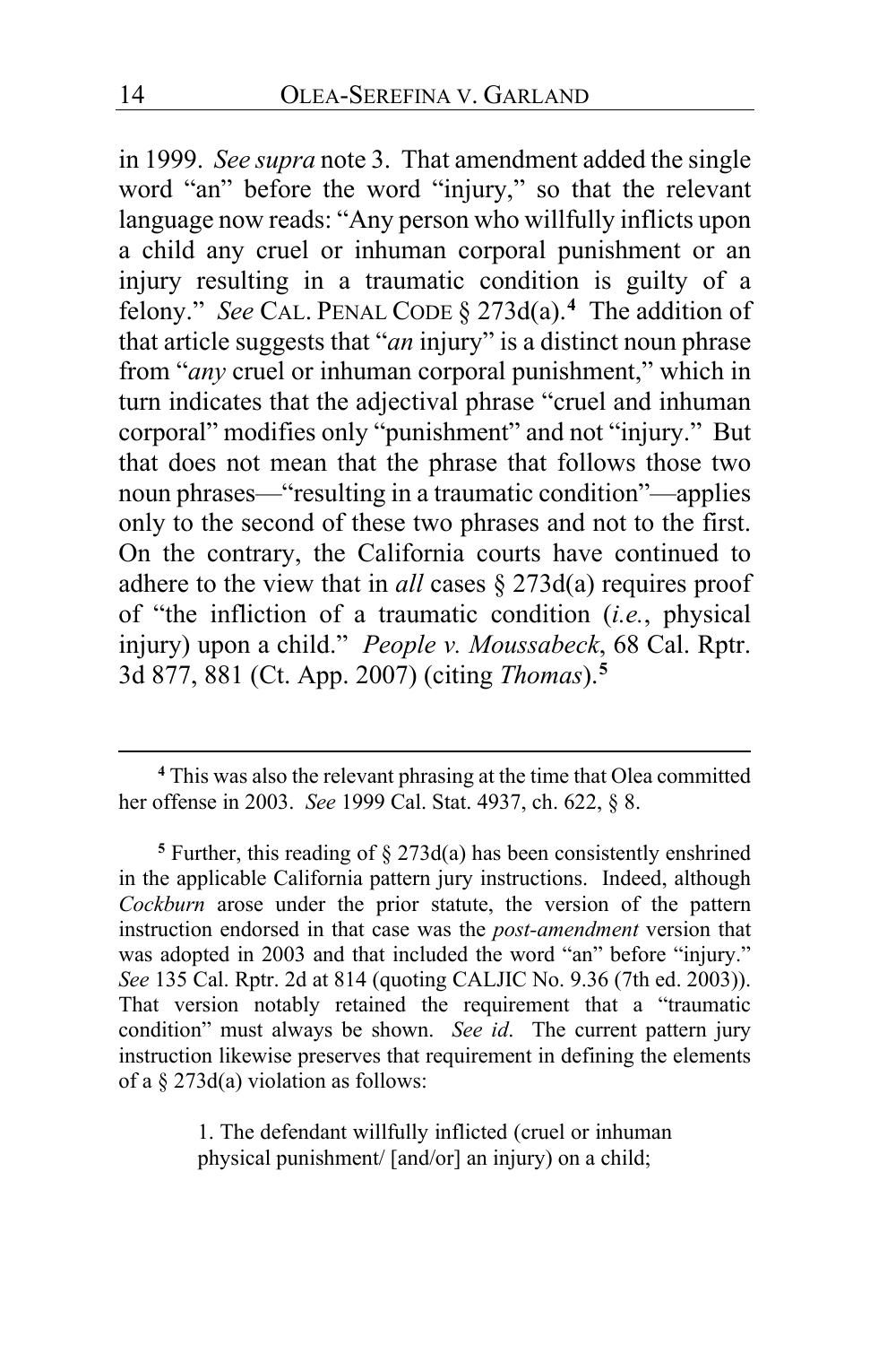in 1999. *See supra* note 3. That amendment added the single word "an" before the word "injury," so that the relevant language now reads: "Any person who willfully inflicts upon a child any cruel or inhuman corporal punishment or an injury resulting in a traumatic condition is guilty of a felony." *See* CAL. PENAL CODE § 273d(a).[4] The addition of that article suggests that "*an* injury" is a distinct noun phrase from "*any* cruel or inhuman corporal punishment," which in turn indicates that the adjectival phrase "cruel and inhuman corporal" modifies only "punishment" and not "injury." But that does not mean that the phrase that follows those two noun phrases—"resulting in a traumatic condition"—applies only to the second of these two phrases and not to the first. On the contrary, the California courts have continued to adhere to the view that in *all* cases § 273d(a) requires proof of "the infliction of a traumatic condition (*i.e.*, physical injury) upon a child." *People v. Moussabeck*, 68 Cal. Rptr. 3d 877, 881 (Ct. App. 2007) (citing *Thomas*).[5]

---

[4] This was also the relevant phrasing at the time that Olea committed her offense in 2003. *See* 1999 Cal. Stat. 4937, ch. 622, § 8.

[5] Further, this reading of § 273d(a) has been consistently enshrined in the applicable California pattern jury instructions. Indeed, although *Cockburn* arose under the prior statute, the version of the pattern instruction endorsed in that case was the *post-amendment* version that was adopted in 2003 and that included the word "an" before "injury." *See* 135 Cal. Rptr. 2d at 814 (quoting CALJIC No. 9.36 (7th ed. 2003)). That version notably retained the requirement that a "traumatic condition" must always be shown. *See id*. The current pattern jury instruction likewise preserves that requirement in defining the elements of a § 273d(a) violation as follows:

> 1. The defendant willfully inflicted (cruel or inhuman physical punishment/ [and/or] an injury) on a child;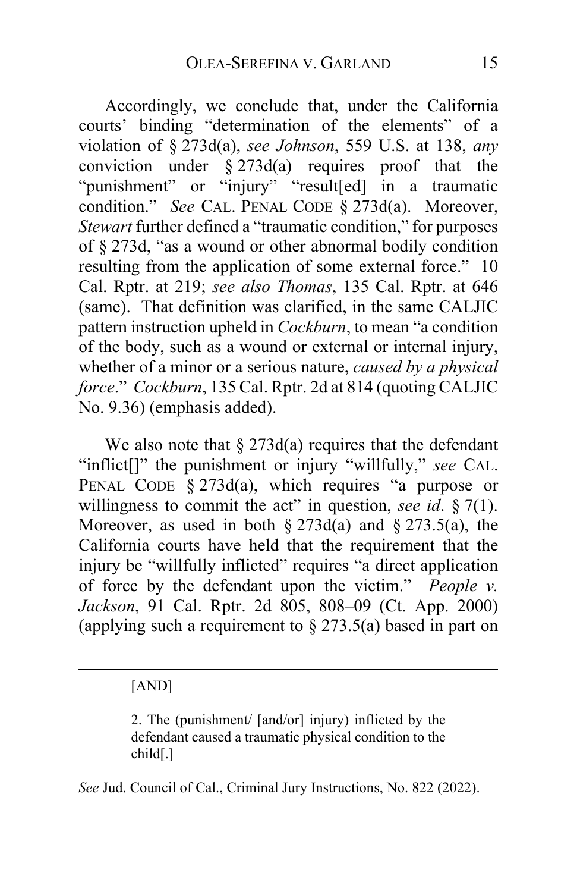Accordingly, we conclude that, under the California courts' binding "determination of the elements" of a violation of § 273d(a), *see Johnson*, 559 U.S. at 138, *any* conviction under § 273d(a) requires proof that the "punishment" or "injury" "result[ed] in a traumatic condition." *See* CAL. PENAL CODE § 273d(a). Moreover, *Stewart* further defined a "traumatic condition," for purposes of § 273d, "as a wound or other abnormal bodily condition resulting from the application of some external force." 10 Cal. Rptr. at 219; *see also Thomas*, 135 Cal. Rptr. at 646 (same). That definition was clarified, in the same CALJIC pattern instruction upheld in *Cockburn*, to mean "a condition of the body, such as a wound or external or internal injury, whether of a minor or a serious nature, *caused by a physical force*." *Cockburn*, 135 Cal. Rptr. 2d at 814 (quoting CALJIC No. 9.36) (emphasis added).

We also note that § 273d(a) requires that the defendant "inflict[]" the punishment or injury "willfully," *see* CAL. PENAL CODE § 273d(a), which requires "a purpose or willingness to commit the act" in question, *see id*. § 7(1). Moreover, as used in both § 273d(a) and § 273.5(a), the California courts have held that the requirement that the injury be "willfully inflicted" requires "a direct application of force by the defendant upon the victim." *People v. Jackson*, 91 Cal. Rptr. 2d 805, 808–09 (Ct. App. 2000) (applying such a requirement to § 273.5(a) based in part on

---

> [AND]
>
> 2. The (punishment/ [and/or] injury) inflicted by the defendant caused a traumatic physical condition to the child[.]

*See* Jud. Council of Cal., Criminal Jury Instructions, No. 822 (2022).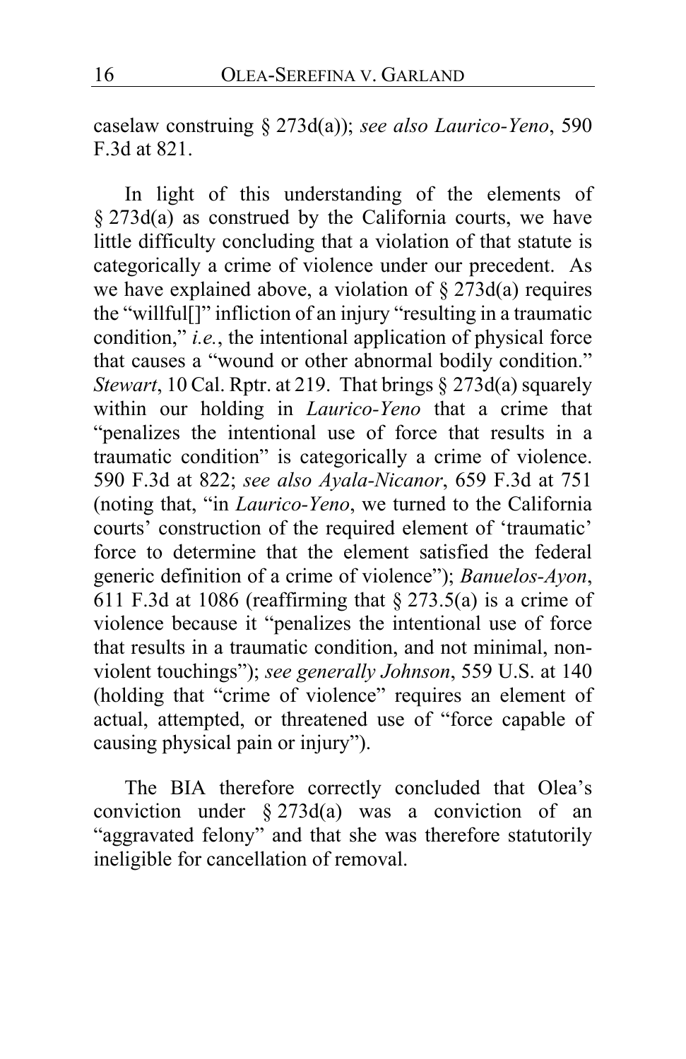caselaw construing § 273d(a)); *see also Laurico-Yeno*, 590 F.3d at 821.

In light of this understanding of the elements of § 273d(a) as construed by the California courts, we have little difficulty concluding that a violation of that statute is categorically a crime of violence under our precedent. As we have explained above, a violation of § 273d(a) requires the "willful[]" infliction of an injury "resulting in a traumatic condition," *i.e.*, the intentional application of physical force that causes a "wound or other abnormal bodily condition." *Stewart*, 10 Cal. Rptr. at 219. That brings § 273d(a) squarely within our holding in *Laurico-Yeno* that a crime that "penalizes the intentional use of force that results in a traumatic condition" is categorically a crime of violence. 590 F.3d at 822; *see also Ayala-Nicanor*, 659 F.3d at 751 (noting that, "in *Laurico-Yeno*, we turned to the California courts' construction of the required element of 'traumatic' force to determine that the element satisfied the federal generic definition of a crime of violence"); *Banuelos-Ayon*, 611 F.3d at 1086 (reaffirming that § 273.5(a) is a crime of violence because it "penalizes the intentional use of force that results in a traumatic condition, and not minimal, non-violent touchings"); *see generally Johnson*, 559 U.S. at 140 (holding that "crime of violence" requires an element of actual, attempted, or threatened use of "force capable of causing physical pain or injury").

The BIA therefore correctly concluded that Olea's conviction under § 273d(a) was a conviction of an "aggravated felony" and that she was therefore statutorily ineligible for cancellation of removal.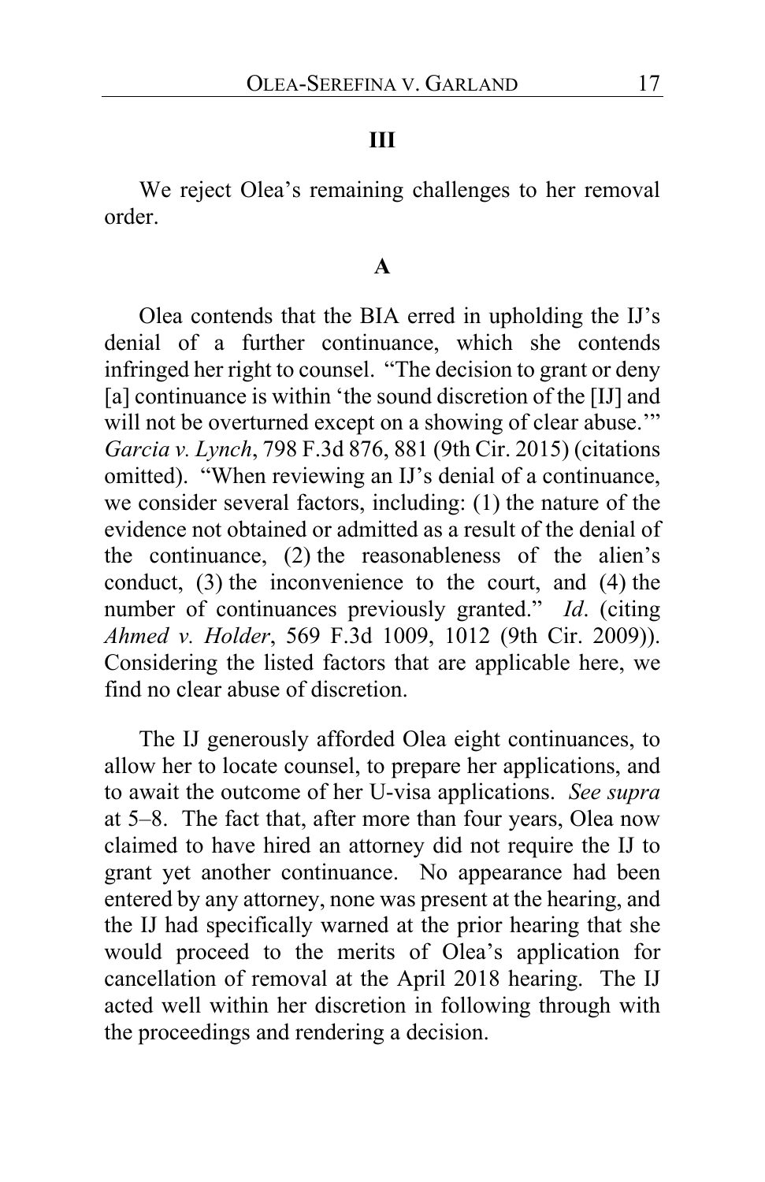### III

We reject Olea's remaining challenges to her removal order.

#### A

Olea contends that the BIA erred in upholding the IJ's denial of a further continuance, which she contends infringed her right to counsel. "The decision to grant or deny [a] continuance is within 'the sound discretion of the [IJ] and will not be overturned except on a showing of clear abuse.'" *Garcia v. Lynch*, 798 F.3d 876, 881 (9th Cir. 2015) (citations omitted). "When reviewing an IJ's denial of a continuance, we consider several factors, including: (1) the nature of the evidence not obtained or admitted as a result of the denial of the continuance, (2) the reasonableness of the alien's conduct, (3) the inconvenience to the court, and (4) the number of continuances previously granted." *Id*. (citing *Ahmed v. Holder*, 569 F.3d 1009, 1012 (9th Cir. 2009)). Considering the listed factors that are applicable here, we find no clear abuse of discretion.

The IJ generously afforded Olea eight continuances, to allow her to locate counsel, to prepare her applications, and to await the outcome of her U-visa applications. *See supra* at 5–8. The fact that, after more than four years, Olea now claimed to have hired an attorney did not require the IJ to grant yet another continuance. No appearance had been entered by any attorney, none was present at the hearing, and the IJ had specifically warned at the prior hearing that she would proceed to the merits of Olea's application for cancellation of removal at the April 2018 hearing. The IJ acted well within her discretion in following through with the proceedings and rendering a decision.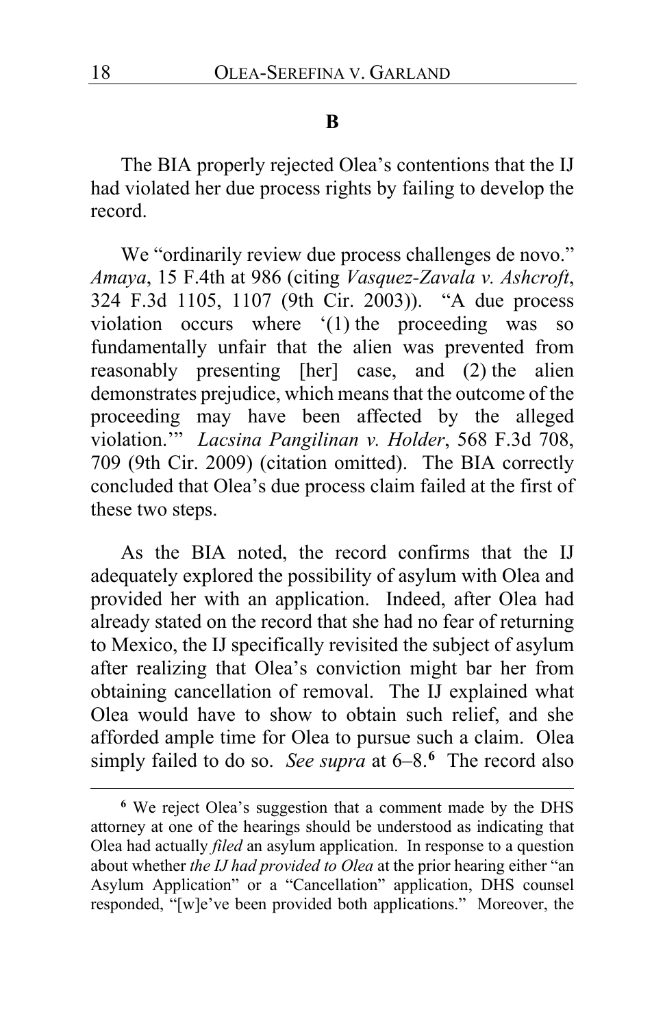### B

The BIA properly rejected Olea's contentions that the IJ had violated her due process rights by failing to develop the record.

We "ordinarily review due process challenges de novo." *Amaya*, 15 F.4th at 986 (citing *Vasquez-Zavala v. Ashcroft*, 324 F.3d 1105, 1107 (9th Cir. 2003)). "A due process violation occurs where '(1) the proceeding was so fundamentally unfair that the alien was prevented from reasonably presenting [her] case, and (2) the alien demonstrates prejudice, which means that the outcome of the proceeding may have been affected by the alleged violation.'" *Lacsina Pangilinan v. Holder*, 568 F.3d 708, 709 (9th Cir. 2009) (citation omitted). The BIA correctly concluded that Olea's due process claim failed at the first of these two steps.

As the BIA noted, the record confirms that the IJ adequately explored the possibility of asylum with Olea and provided her with an application. Indeed, after Olea had already stated on the record that she had no fear of returning to Mexico, the IJ specifically revisited the subject of asylum after realizing that Olea's conviction might bar her from obtaining cancellation of removal. The IJ explained what Olea would have to show to obtain such relief, and she afforded ample time for Olea to pursue such a claim. Olea simply failed to do so. *See supra* at 6–8.[6] The record also

[6] We reject Olea's suggestion that a comment made by the DHS attorney at one of the hearings should be understood as indicating that Olea had actually *filed* an asylum application. In response to a question about whether *the IJ had provided to Olea* at the prior hearing either "an Asylum Application" or a "Cancellation" application, DHS counsel responded, "[w]e've been provided both applications." Moreover, the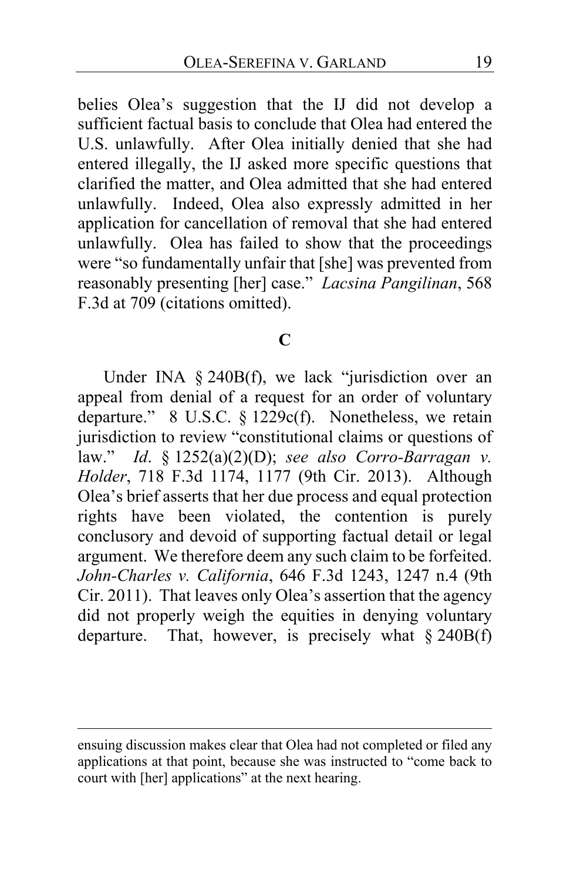belies Olea's suggestion that the IJ did not develop a sufficient factual basis to conclude that Olea had entered the U.S. unlawfully. After Olea initially denied that she had entered illegally, the IJ asked more specific questions that clarified the matter, and Olea admitted that she had entered unlawfully. Indeed, Olea also expressly admitted in her application for cancellation of removal that she had entered unlawfully. Olea has failed to show that the proceedings were "so fundamentally unfair that [she] was prevented from reasonably presenting [her] case." *Lacsina Pangilinan*, 568 F.3d at 709 (citations omitted).

### C

Under INA § 240B(f), we lack "jurisdiction over an appeal from denial of a request for an order of voluntary departure." 8 U.S.C. § 1229c(f). Nonetheless, we retain jurisdiction to review "constitutional claims or questions of law." *Id*. § 1252(a)(2)(D); *see also Corro-Barragan v. Holder*, 718 F.3d 1174, 1177 (9th Cir. 2013). Although Olea's brief asserts that her due process and equal protection rights have been violated, the contention is purely conclusory and devoid of supporting factual detail or legal argument. We therefore deem any such claim to be forfeited. *John-Charles v. California*, 646 F.3d 1243, 1247 n.4 (9th Cir. 2011). That leaves only Olea's assertion that the agency did not properly weigh the equities in denying voluntary departure. That, however, is precisely what § 240B(f)

---

ensuing discussion makes clear that Olea had not completed or filed any applications at that point, because she was instructed to "come back to court with [her] applications" at the next hearing.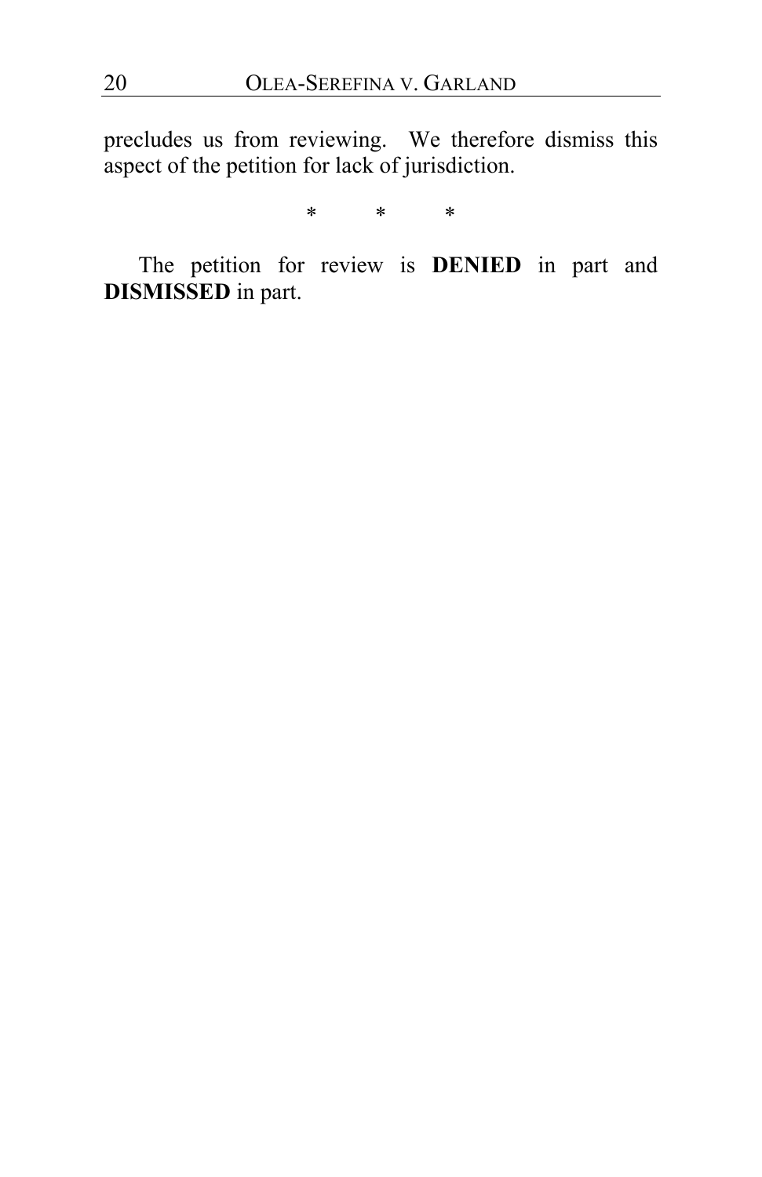precludes us from reviewing. We therefore dismiss this aspect of the petition for lack of jurisdiction.

\* \* \*

The petition for review is **DENIED** in part and **DISMISSED** in part.

precludes us from reviewing. We therefore dismiss this aspect of the petition for lack of jurisdiction.

* * *

The petition for review is **DENIED** in part and **DISMISSED** in part.